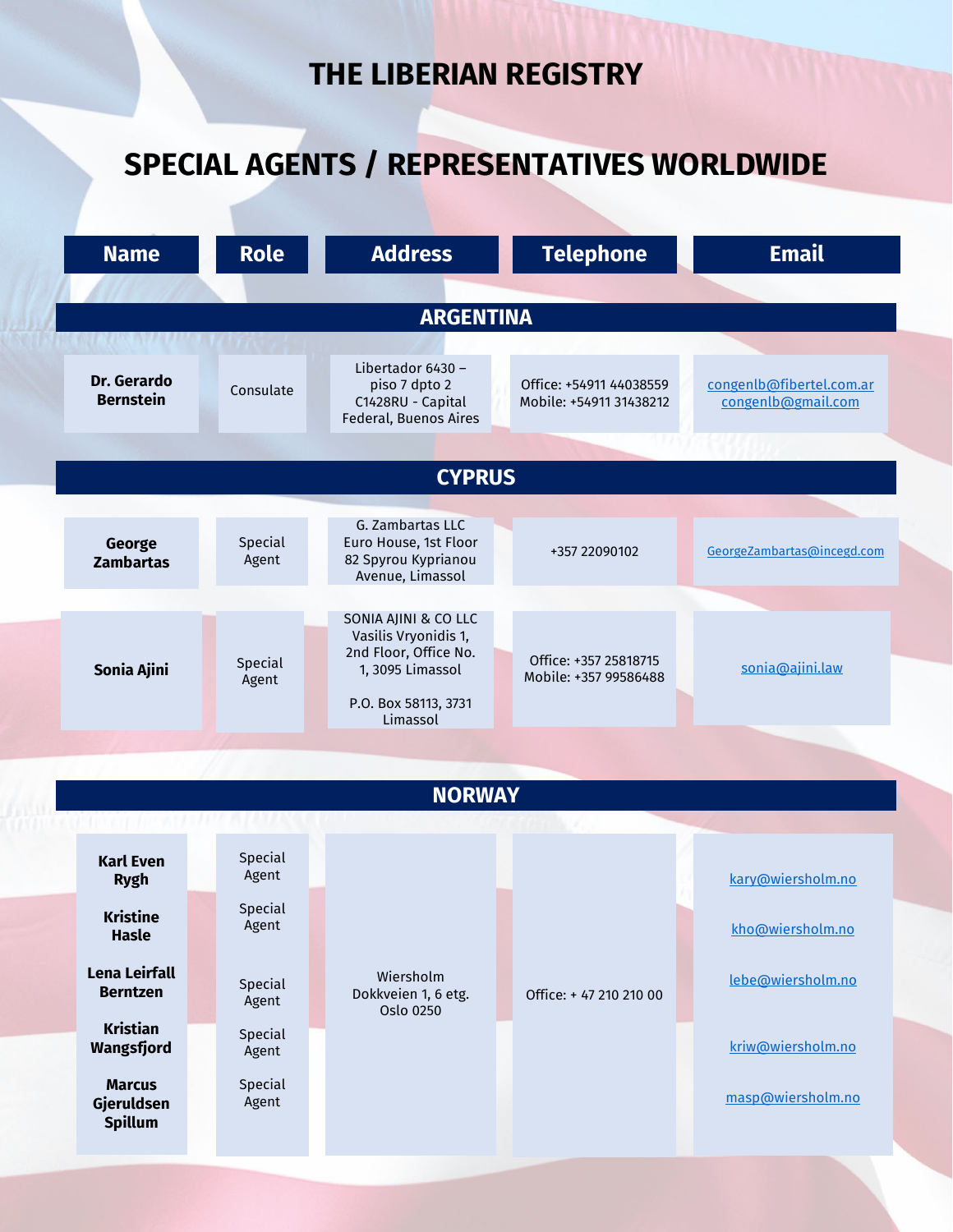# THE LIBERIAN REGISTRY

## SPECIAL AGENTS / REPRESENTATIVES WORLDWIDE

| Name | Role | Address | Telephone | Email |
|---|---|---|---|---|
| **ARGENTINA** | | | | |
| **Dr. Gerardo Bernstein** | Consulate | Libertador 6430 – piso 7 dpto 2 C1428RU - Capital Federal, Buenos Aires | Office: +54911 44038559<br>Mobile: +54911 31438212 | congenlb@fibertel.com.ar<br>congenlb@gmail.com |
| **CYPRUS** | | | | |
| **George Zambartas** | Special Agent | G. Zambartas LLC Euro House, 1st Floor 82 Spyrou Kyprianou Avenue, Limassol | +357 22090102 | GeorgeZambartas@incegd.com |
| **Sonia Ajini** | Special Agent | SONIA AJINI & CO LLC Vasilis Vryonidis 1, 2nd Floor, Office No. 1, 3095 Limassol<br><br>P.O. Box 58113, 3731 Limassol | Office: +357 25818715<br>Mobile: +357 99586488 | sonia@ajini.law |
| **NORWAY** | | | | |
| **Karl Even Rygh** | Special Agent | Wiersholm Dokkveien 1, 6 etg. Oslo 0250 | Office: + 47 210 210 00 | kary@wiersholm.no |
| **Kristine Hasle** | Special Agent | | | kho@wiersholm.no |
| **Lena Leirfall Berntzen** | Special Agent | | | lebe@wiersholm.no |
| **Kristian Wangsfjord** | Special Agent | | | kriw@wiersholm.no |
| **Marcus Gjeruldsen Spillum** | Special Agent | | | masp@wiersholm.no |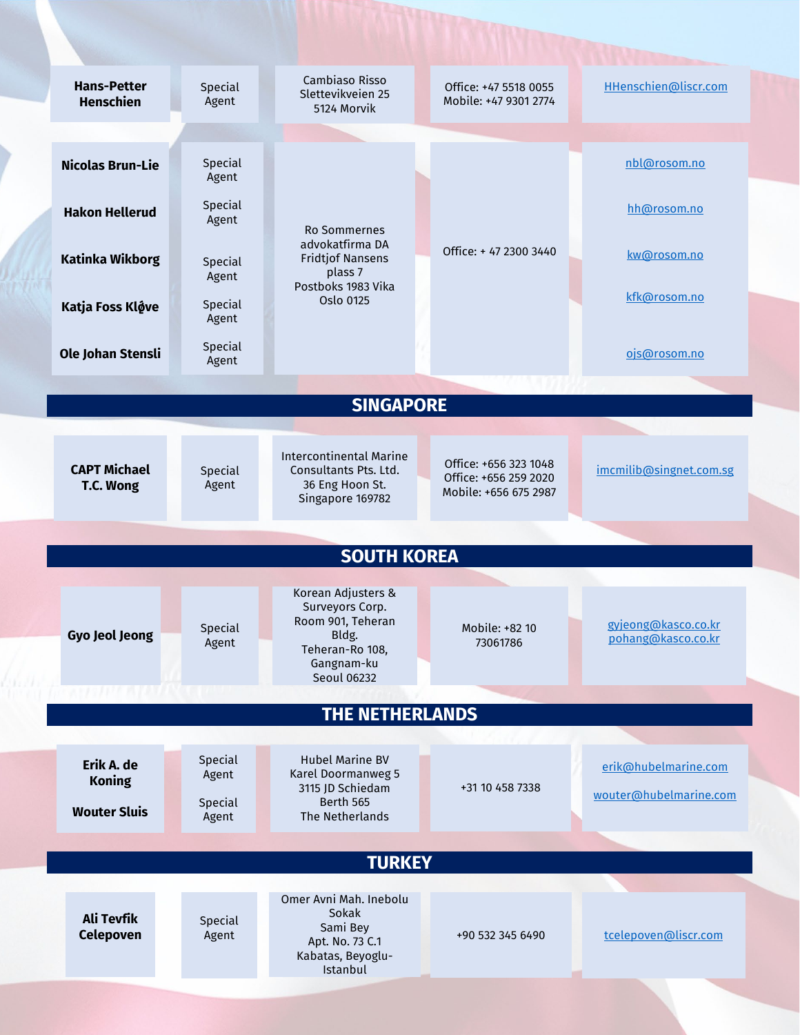| Name | Title | Address | Phone | Email |
|---|---|---|---|---|
| **Hans-Petter Henschien** | Special Agent | Cambiaso Risso Slettevikveien 25 5124 Morvik | Office: +47 5518 0055 Mobile: +47 9301 2774 | HHenschien@liscr.com |
| **Nicolas Brun-Lie** | Special Agent | Ro Sommernes advokatfirma DA Fridtjof Nansens plass 7 Postboks 1983 Vika Oslo 0125 | Office: + 47 2300 3440 | nbl@rosom.no |
| **Hakon Hellerud** | Special Agent | | | hh@rosom.no |
| **Katinka Wikborg** | Special Agent | | | kw@rosom.no |
| **Katja Foss Kløve** | Special Agent | | | kfk@rosom.no |
| **Ole Johan Stensli** | Special Agent | | | ojs@rosom.no |

## SINGAPORE

| Name | Title | Address | Phone | Email |
|---|---|---|---|---|
| **CAPT Michael T.C. Wong** | Special Agent | Intercontinental Marine Consultants Pts. Ltd. 36 Eng Hoon St. Singapore 169782 | Office: +656 323 1048 Office: +656 259 2020 Mobile: +656 675 2987 | imcmilib@singnet.com.sg |

## SOUTH KOREA

| Name | Title | Address | Phone | Email |
|---|---|---|---|---|
| **Gyo Jeol Jeong** | Special Agent | Korean Adjusters & Surveyors Corp. Room 901, Teheran Bldg. Teheran-Ro 108, Gangnam-ku Seoul 06232 | Mobile: +82 10 73061786 | gyjeong@kasco.co.kr pohang@kasco.co.kr |

## THE NETHERLANDS

| Name | Title | Address | Phone | Email |
|---|---|---|---|---|
| **Erik A. de Koning** | Special Agent | Hubel Marine BV Karel Doormanweg 5 3115 JD Schiedam Berth 565 The Netherlands | +31 10 458 7338 | erik@hubelmarine.com |
| **Wouter Sluis** | Special Agent | | | wouter@hubelmarine.com |

## TURKEY

| Name | Title | Address | Phone | Email |
|---|---|---|---|---|
| **Ali Tevfik Celepoven** | Special Agent | Omer Avni Mah. Inebolu Sokak Sami Bey Apt. No. 73 C.1 Kabatas, Beyoglu-Istanbul | +90 532 345 6490 | tcelepoven@liscr.com |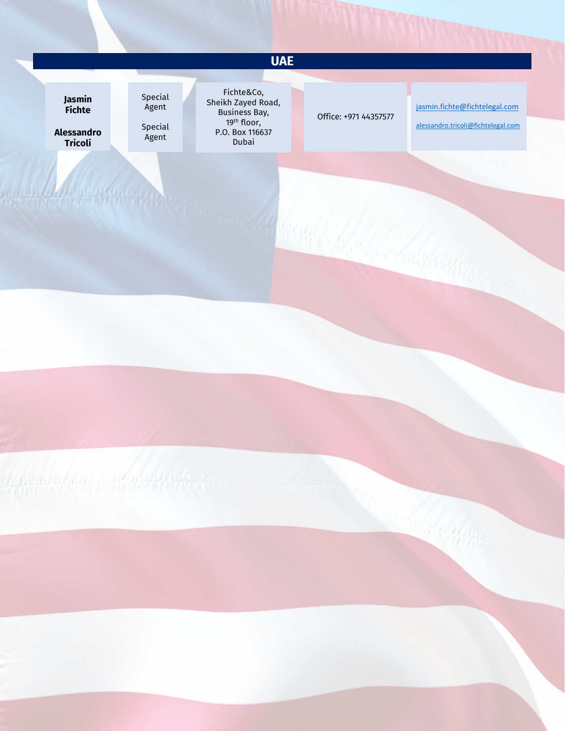## UAE

| | | | | |
|---|---|---|---|---|
| **Jasmin Fichte**<br><br>**Alessandro Tricoli** | Special Agent<br><br>Special Agent | Fichte&Co, Sheikh Zayed Road, Business Bay, 19th floor, P.O. Box 116637 Dubai | Office: +971 44357577 | jasmin.fichte@fichtelegal.com<br><br>alessandro.tricoli@fichtelegal.com |